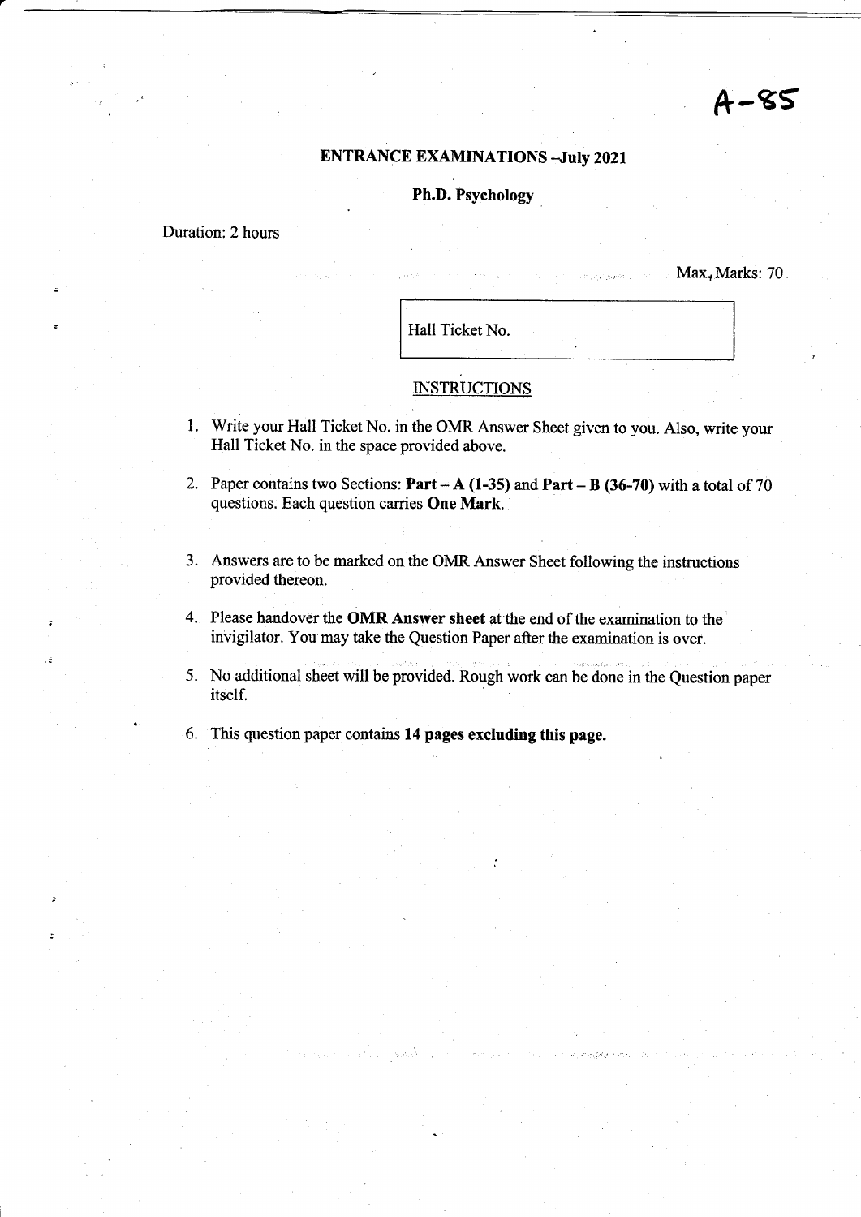A-85

# ENTRANCE EXAMINATIONS –July 2021

## Ph.D. Psychology

Duration: 2 hours

Max. Marks: 70

| Hall Ticket No. |
|---|

### INSTRUCTIONS

1. Write your Hall Ticket No. in the OMR Answer Sheet given to you. Also, write your Hall Ticket No. in the space provided above.
2. Paper contains two Sections: **Part – A (1-35)** and **Part – B (36-70)** with a total of 70 questions. Each question carries **One Mark.**
3. Answers are to be marked on the OMR Answer Sheet following the instructions provided thereon.
4. Please handover the **OMR Answer sheet** at the end of the examination to the invigilator. You may take the Question Paper after the examination is over.
5. No additional sheet will be provided. Rough work can be done in the Question paper itself.
6. This question paper contains **14 pages excluding this page.**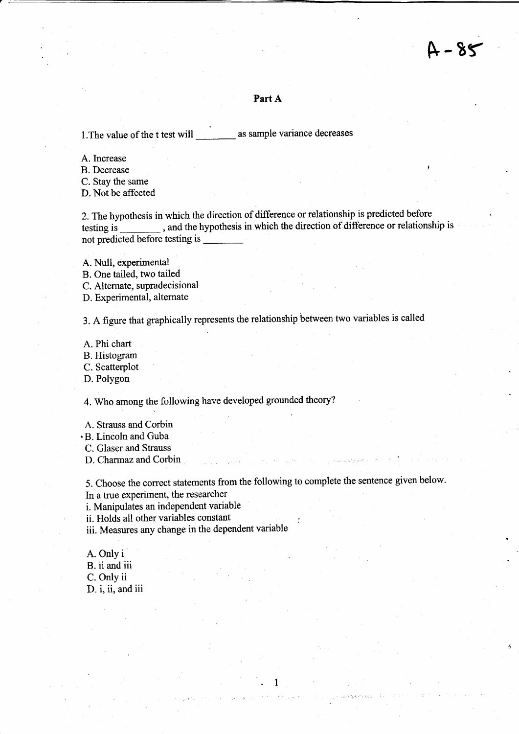A-85

## Part A

1. The value of the t test will ________ as sample variance decreases

A. Increase
B. Decrease
C. Stay the same
D. Not be affected

2. The hypothesis in which the direction of difference or relationship is predicted before testing is ________, and the hypothesis in which the direction of difference or relationship is not predicted before testing is ________

A. Null, experimental
B. One tailed, two tailed
C. Alternate, supradecisional
D. Experimental, alternate

3. A figure that graphically represents the relationship between two variables is called

A. Phi chart
B. Histogram
C. Scatterplot
D. Polygon

4. Who among the following have developed grounded theory?

A. Strauss and Corbin
B. Lincoln and Guba
C. Glaser and Strauss
D. Charmaz and Corbin

5. Choose the correct statements from the following to complete the sentence given below.
In a true experiment, the researcher
i. Manipulates an independent variable
ii. Holds all other variables constant
iii. Measures any change in the dependent variable

A. Only i
B. ii and iii
C. Only ii
D. i, ii, and iii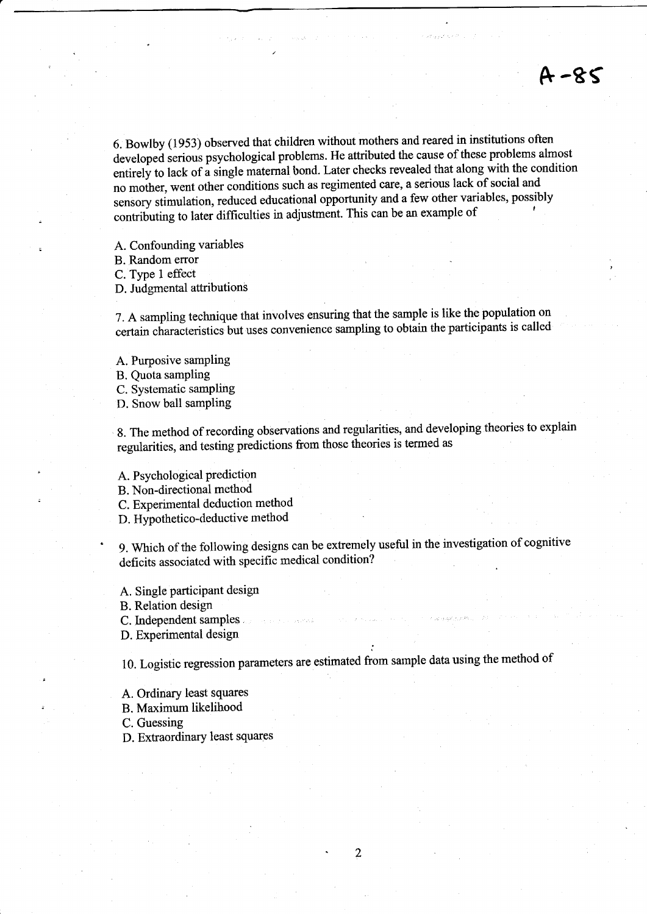A-85

6. Bowlby (1953) observed that children without mothers and reared in institutions often developed serious psychological problems. He attributed the cause of these problems almost entirely to lack of a single maternal bond. Later checks revealed that along with the condition no mother, went other conditions such as regimented care, a serious lack of social and sensory stimulation, reduced educational opportunity and a few other variables, possibly contributing to later difficulties in adjustment. This can be an example of

A. Confounding variables
B. Random error
C. Type 1 effect
D. Judgmental attributions

7. A sampling technique that involves ensuring that the sample is like the population on certain characteristics but uses convenience sampling to obtain the participants is called

A. Purposive sampling
B. Quota sampling
C. Systematic sampling
D. Snow ball sampling

8. The method of recording observations and regularities, and developing theories to explain regularities, and testing predictions from those theories is termed as

A. Psychological prediction
B. Non-directional method
C. Experimental deduction method
D. Hypothetico-deductive method

9. Which of the following designs can be extremely useful in the investigation of cognitive deficits associated with specific medical condition?

A. Single participant design
B. Relation design
C. Independent samples
D. Experimental design

10. Logistic regression parameters are estimated from sample data using the method of

A. Ordinary least squares
B. Maximum likelihood
C. Guessing
D. Extraordinary least squares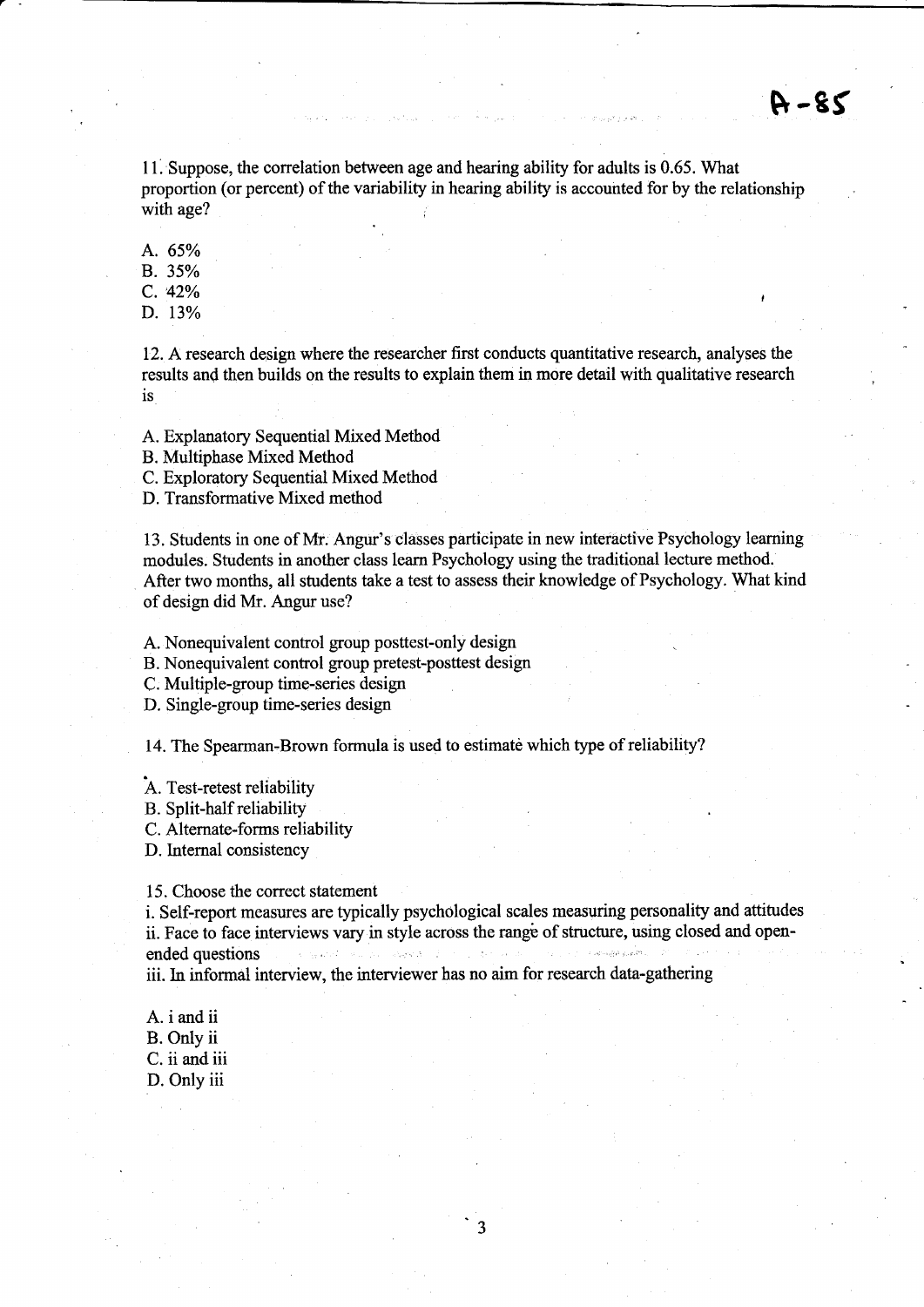11. Suppose, the correlation between age and hearing ability for adults is 0.65. What proportion (or percent) of the variability in hearing ability is accounted for by the relationship with age?

A. 65%
B. 35%
C. 42%
D. 13%

12. A research design where the researcher first conducts quantitative research, analyses the results and then builds on the results to explain them in more detail with qualitative research is

A. Explanatory Sequential Mixed Method
B. Multiphase Mixed Method
C. Exploratory Sequential Mixed Method
D. Transformative Mixed method

13. Students in one of Mr. Angur's classes participate in new interactive Psychology learning modules. Students in another class learn Psychology using the traditional lecture method. After two months, all students take a test to assess their knowledge of Psychology. What kind of design did Mr. Angur use?

A. Nonequivalent control group posttest-only design
B. Nonequivalent control group pretest-posttest design
C. Multiple-group time-series design
D. Single-group time-series design

14. The Spearman-Brown formula is used to estimate which type of reliability?

A. Test-retest reliability
B. Split-half reliability
C. Alternate-forms reliability
D. Internal consistency

15. Choose the correct statement

i. Self-report measures are typically psychological scales measuring personality and attitudes
ii. Face to face interviews vary in style across the range of structure, using closed and open-ended questions
iii. In informal interview, the interviewer has no aim for research data-gathering

A. i and ii
B. Only ii
C. ii and iii
D. Only iii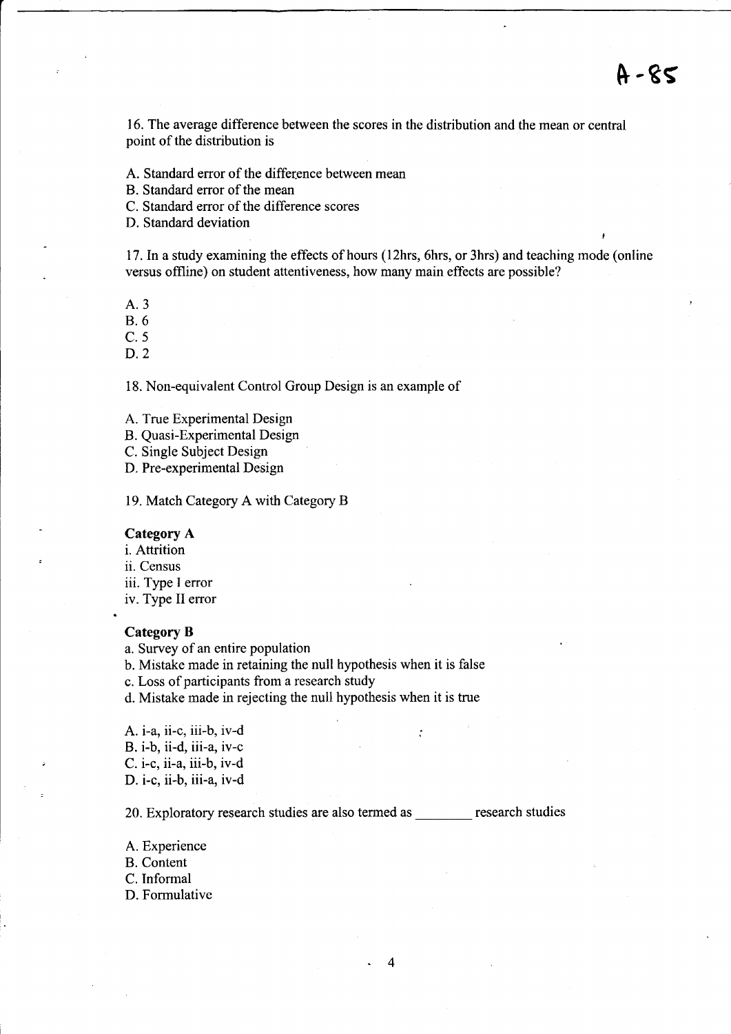16. The average difference between the scores in the distribution and the mean or central point of the distribution is

A. Standard error of the difference between mean
B. Standard error of the mean
C. Standard error of the difference scores
D. Standard deviation

17. In a study examining the effects of hours (12hrs, 6hrs, or 3hrs) and teaching mode (online versus offline) on student attentiveness, how many main effects are possible?

A. 3
B. 6
C. 5
D. 2

18. Non-equivalent Control Group Design is an example of

A. True Experimental Design
B. Quasi-Experimental Design
C. Single Subject Design
D. Pre-experimental Design

19. Match Category A with Category B

**Category A**
i. Attrition
ii. Census
iii. Type I error
iv. Type II error

**Category B**
a. Survey of an entire population
b. Mistake made in retaining the null hypothesis when it is false
c. Loss of participants from a research study
d. Mistake made in rejecting the null hypothesis when it is true

A. i-a, ii-c, iii-b, iv-d
B. i-b, ii-d, iii-a, iv-c
C. i-c, ii-a, iii-b, iv-d
D. i-c, ii-b, iii-a, iv-d

20. Exploratory research studies are also termed as ________ research studies

A. Experience
B. Content
C. Informal
D. Formulative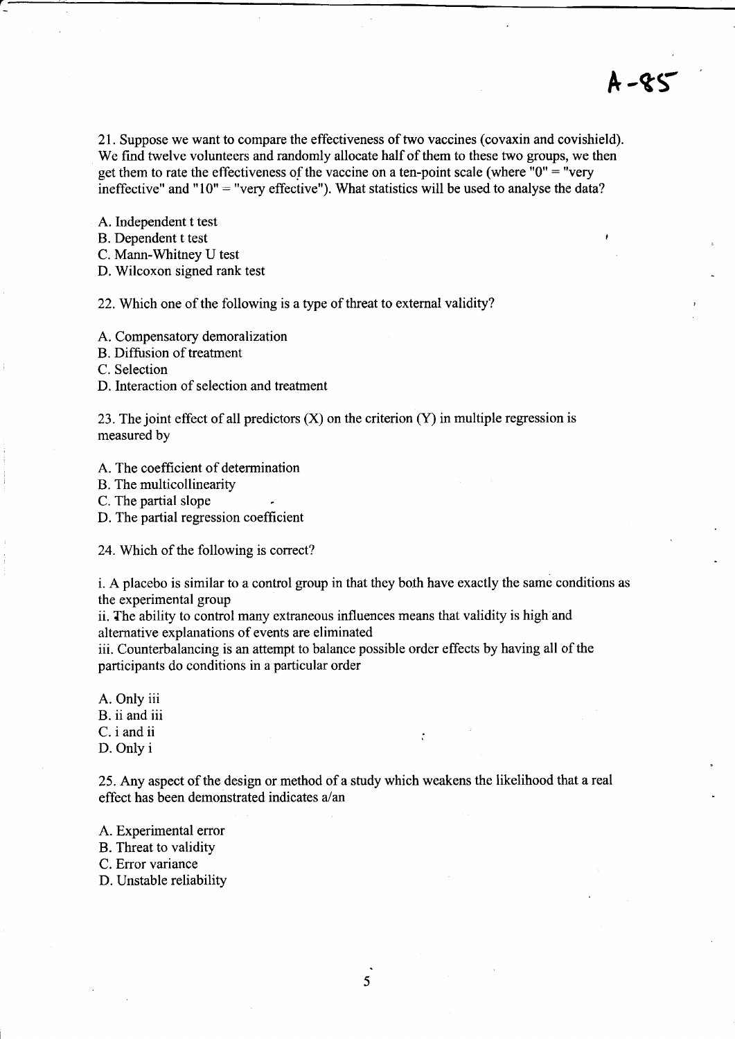A-85

21. Suppose we want to compare the effectiveness of two vaccines (covaxin and covishield). We find twelve volunteers and randomly allocate half of them to these two groups, we then get them to rate the effectiveness of the vaccine on a ten-point scale (where "0" = "very ineffective" and "10" = "very effective"). What statistics will be used to analyse the data?

A. Independent t test
B. Dependent t test
C. Mann-Whitney U test
D. Wilcoxon signed rank test

22. Which one of the following is a type of threat to external validity?

A. Compensatory demoralization
B. Diffusion of treatment
C. Selection
D. Interaction of selection and treatment

23. The joint effect of all predictors (X) on the criterion (Y) in multiple regression is measured by

A. The coefficient of determination
B. The multicollinearity
C. The partial slope
D. The partial regression coefficient

24. Which of the following is correct?

i. A placebo is similar to a control group in that they both have exactly the same conditions as the experimental group
ii. The ability to control many extraneous influences means that validity is high and alternative explanations of events are eliminated
iii. Counterbalancing is an attempt to balance possible order effects by having all of the participants do conditions in a particular order

A. Only iii
B. ii and iii
C. i and ii
D. Only i

25. Any aspect of the design or method of a study which weakens the likelihood that a real effect has been demonstrated indicates a/an

A. Experimental error
B. Threat to validity
C. Error variance
D. Unstable reliability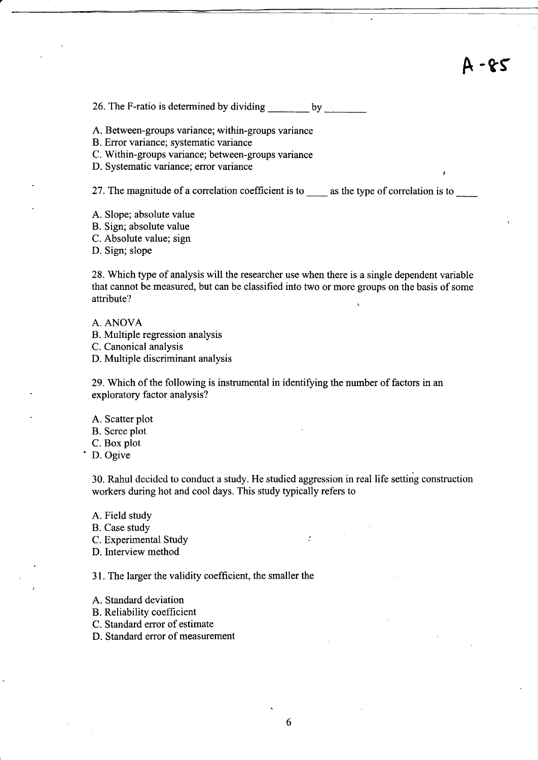A -85

26. The F-ratio is determined by dividing ________ by ________

A. Between-groups variance; within-groups variance
B. Error variance; systematic variance
C. Within-groups variance; between-groups variance
D. Systematic variance; error variance

27. The magnitude of a correlation coefficient is to ____ as the type of correlation is to ____

A. Slope; absolute value
B. Sign; absolute value
C. Absolute value; sign
D. Sign; slope

28. Which type of analysis will the researcher use when there is a single dependent variable that cannot be measured, but can be classified into two or more groups on the basis of some attribute?

A. ANOVA
B. Multiple regression analysis
C. Canonical analysis
D. Multiple discriminant analysis

29. Which of the following is instrumental in identifying the number of factors in an exploratory factor analysis?

A. Scatter plot
B. Scree plot
C. Box plot
D. Ogive

30. Rahul decided to conduct a study. He studied aggression in real life setting construction workers during hot and cool days. This study typically refers to

A. Field study
B. Case study
C. Experimental Study
D. Interview method

31. The larger the validity coefficient, the smaller the

A. Standard deviation
B. Reliability coefficient
C. Standard error of estimate
D. Standard error of measurement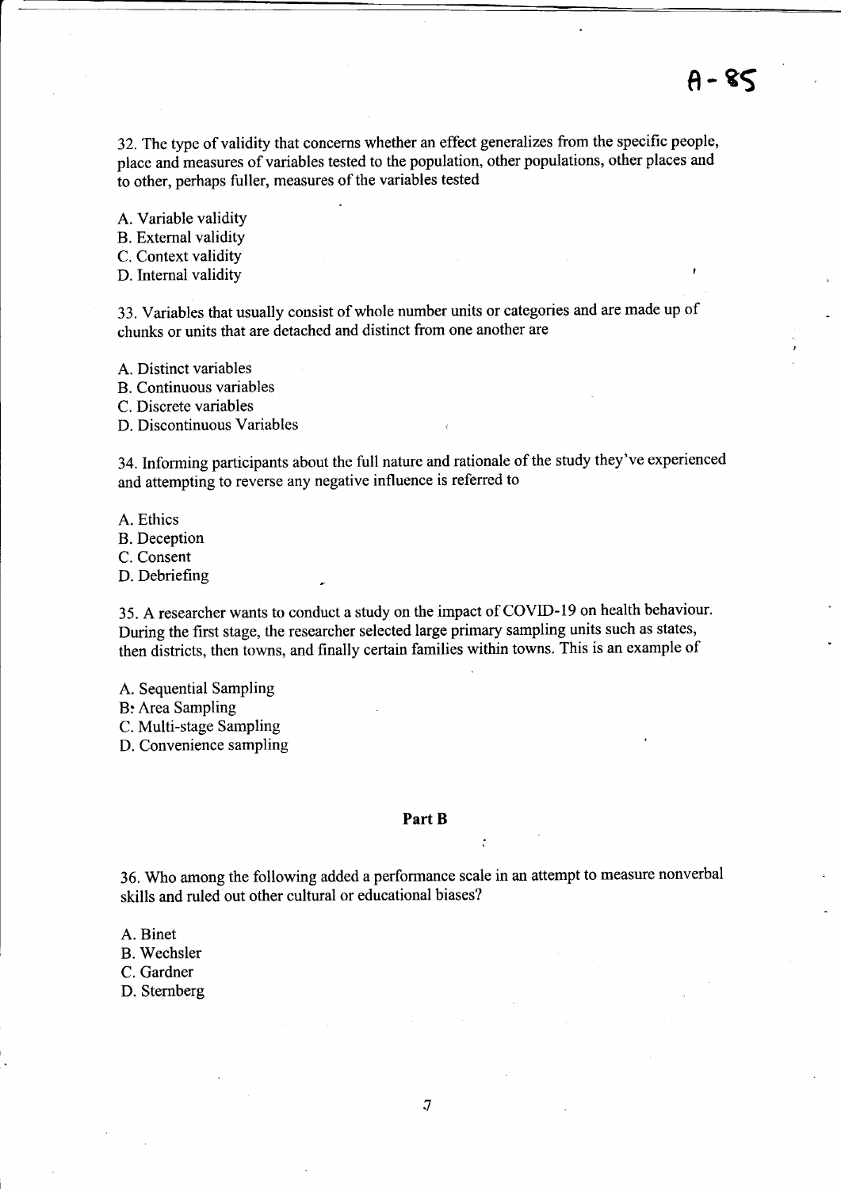32. The type of validity that concerns whether an effect generalizes from the specific people, place and measures of variables tested to the population, other populations, other places and to other, perhaps fuller, measures of the variables tested

A. Variable validity
B. External validity
C. Context validity
D. Internal validity

33. Variables that usually consist of whole number units or categories and are made up of chunks or units that are detached and distinct from one another are

A. Distinct variables
B. Continuous variables
C. Discrete variables
D. Discontinuous Variables

34. Informing participants about the full nature and rationale of the study they've experienced and attempting to reverse any negative influence is referred to

A. Ethics
B. Deception
C. Consent
D. Debriefing

35. A researcher wants to conduct a study on the impact of COVID-19 on health behaviour. During the first stage, the researcher selected large primary sampling units such as states, then districts, then towns, and finally certain families within towns. This is an example of

A. Sequential Sampling
B. Area Sampling
C. Multi-stage Sampling
D. Convenience sampling

## Part B

36. Who among the following added a performance scale in an attempt to measure nonverbal skills and ruled out other cultural or educational biases?

A. Binet
B. Wechsler
C. Gardner
D. Sternberg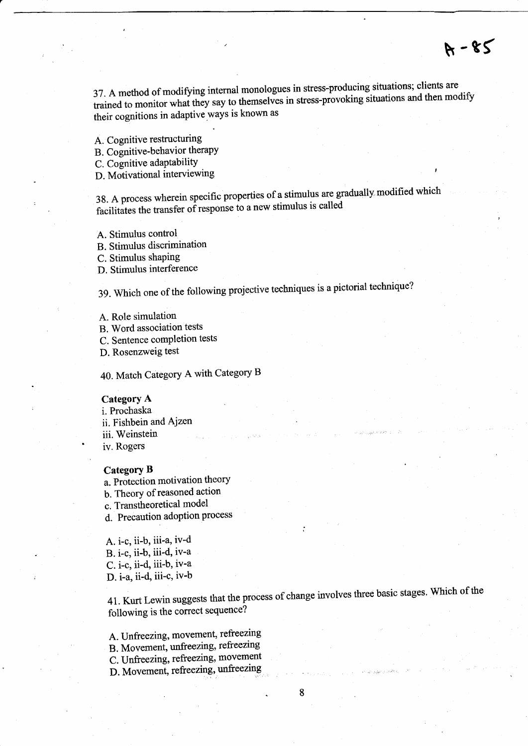37. A method of modifying internal monologues in stress-producing situations; clients are trained to monitor what they say to themselves in stress-provoking situations and then modify their cognitions in adaptive ways is known as

A. Cognitive restructuring
B. Cognitive-behavior therapy
C. Cognitive adaptability
D. Motivational interviewing

38. A process wherein specific properties of a stimulus are gradually modified which facilitates the transfer of response to a new stimulus is called

A. Stimulus control
B. Stimulus discrimination
C. Stimulus shaping
D. Stimulus interference

39. Which one of the following projective techniques is a pictorial technique?

A. Role simulation
B. Word association tests
C. Sentence completion tests
D. Rosenzweig test

40. Match Category A with Category B

**Category A**
i. Prochaska
ii. Fishbein and Ajzen
iii. Weinstein
iv. Rogers

**Category B**
a. Protection motivation theory
b. Theory of reasoned action
c. Transtheoretical model
d. Precaution adoption process

A. i-c, ii-b, iii-a, iv-d
B. i-c, ii-b, iii-d, iv-a
C. i-c, ii-d, iii-b, iv-a
D. i-a, ii-d, iii-c, iv-b

41. Kurt Lewin suggests that the process of change involves three basic stages. Which of the following is the correct sequence?

A. Unfreezing, movement, refreezing
B. Movement, unfreezing, refreezing
C. Unfreezing, refreezing, movement
D. Movement, refreezing, unfreezing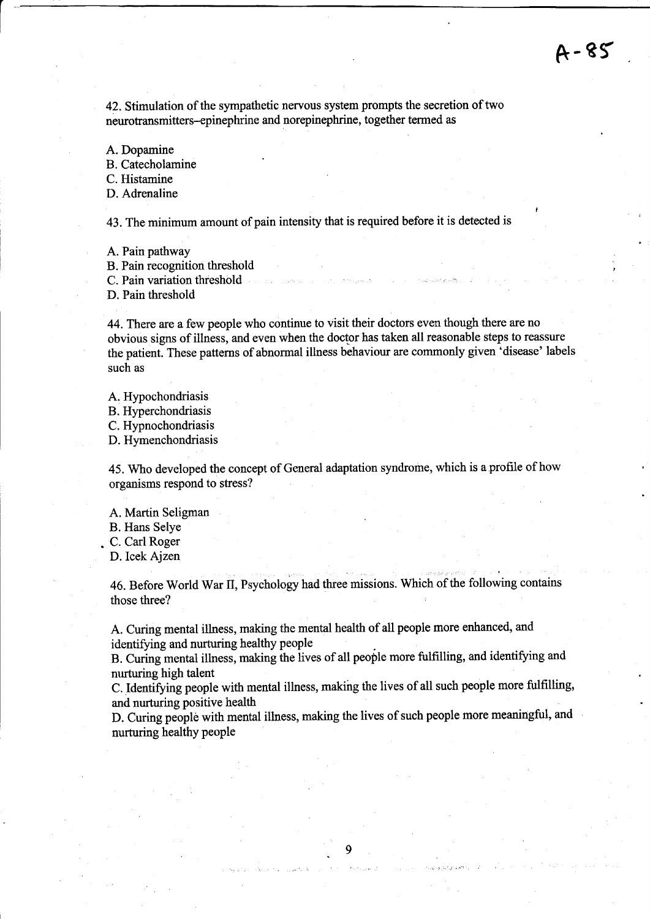A-85

42. Stimulation of the sympathetic nervous system prompts the secretion of two neurotransmitters–epinephrine and norepinephrine, together termed as

A. Dopamine
B. Catecholamine
C. Histamine
D. Adrenaline

43. The minimum amount of pain intensity that is required before it is detected is

A. Pain pathway
B. Pain recognition threshold
C. Pain variation threshold
D. Pain threshold

44. There are a few people who continue to visit their doctors even though there are no obvious signs of illness, and even when the doctor has taken all reasonable steps to reassure the patient. These patterns of abnormal illness behaviour are commonly given 'disease' labels such as

A. Hypochondriasis
B. Hyperchondriasis
C. Hypnochondriasis
D. Hymenchondriasis

45. Who developed the concept of General adaptation syndrome, which is a profile of how organisms respond to stress?

A. Martin Seligman
B. Hans Selye
C. Carl Roger
D. Icek Ajzen

46. Before World War II, Psychology had three missions. Which of the following contains those three?

A. Curing mental illness, making the mental health of all people more enhanced, and identifying and nurturing healthy people
B. Curing mental illness, making the lives of all people more fulfilling, and identifying and nurturing high talent
C. Identifying people with mental illness, making the lives of all such people more fulfilling, and nurturing positive health
D. Curing people with mental illness, making the lives of such people more meaningful, and nurturing healthy people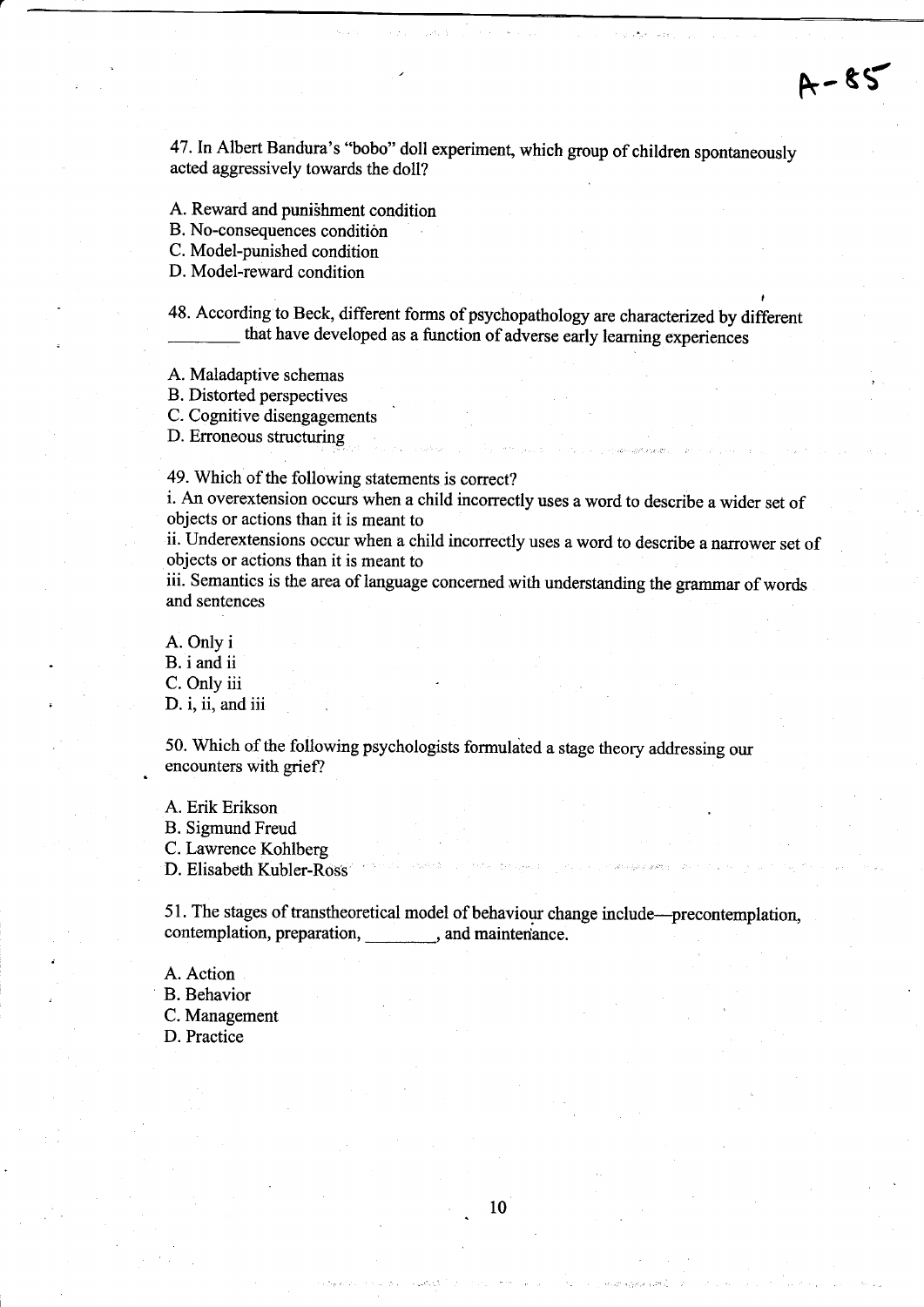A-85

47. In Albert Bandura's "bobo" doll experiment, which group of children spontaneously acted aggressively towards the doll?

A. Reward and punishment condition
B. No-consequences condition
C. Model-punished condition
D. Model-reward condition

48. According to Beck, different forms of psychopathology are characterized by different ________ that have developed as a function of adverse early learning experiences

A. Maladaptive schemas
B. Distorted perspectives
C. Cognitive disengagements
D. Erroneous structuring

49. Which of the following statements is correct?
i. An overextension occurs when a child incorrectly uses a word to describe a wider set of objects or actions than it is meant to
ii. Underextensions occur when a child incorrectly uses a word to describe a narrower set of objects or actions than it is meant to
iii. Semantics is the area of language concerned with understanding the grammar of words and sentences

A. Only i
B. i and ii
C. Only iii
D. i, ii, and iii

50. Which of the following psychologists formulated a stage theory addressing our encounters with grief?

A. Erik Erikson
B. Sigmund Freud
C. Lawrence Kohlberg
D. Elisabeth Kubler-Ross

51. The stages of transtheoretical model of behaviour change include—precontemplation, contemplation, preparation, ________, and maintenance.

A. Action
B. Behavior
C. Management
D. Practice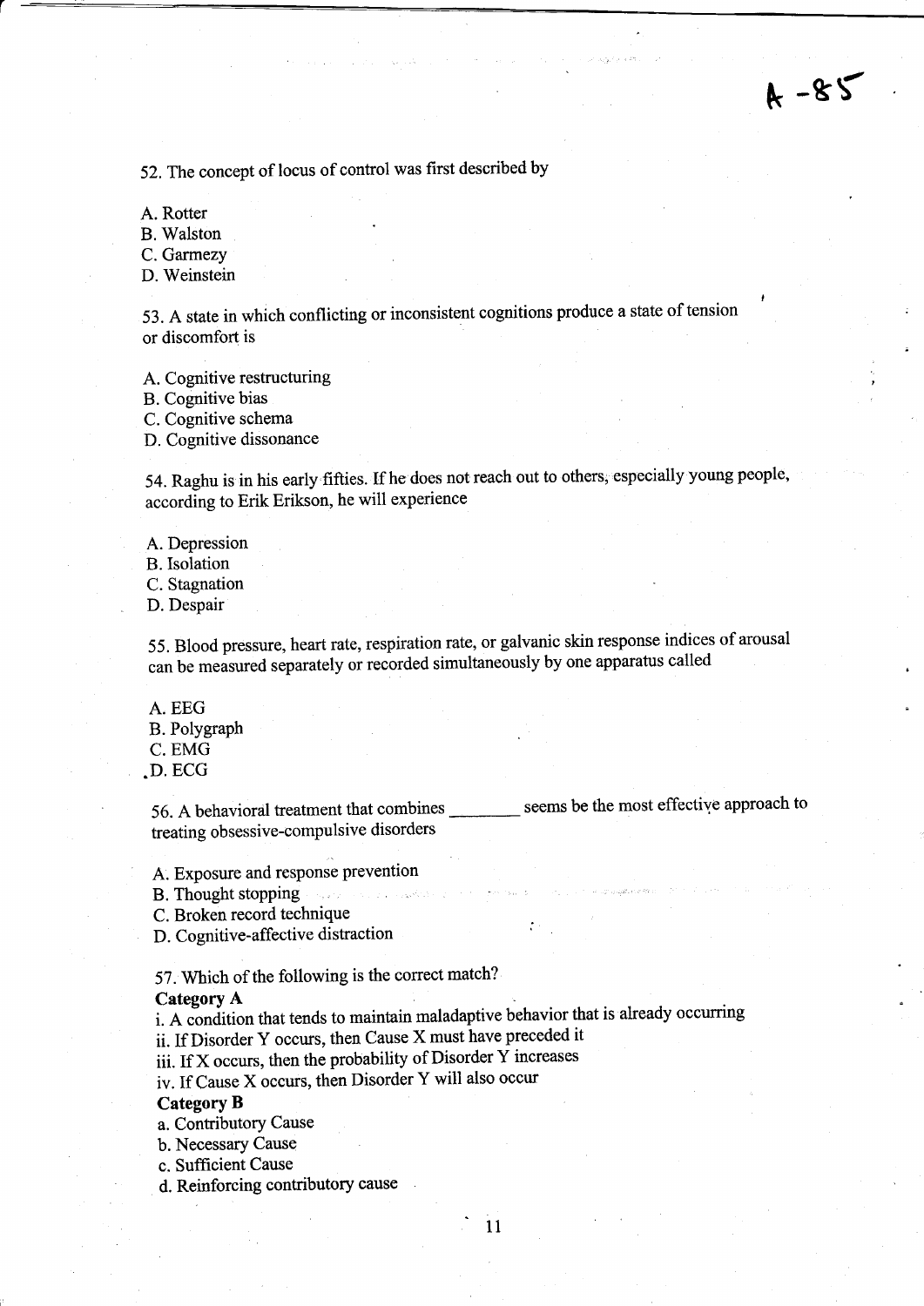A -85

52. The concept of locus of control was first described by

A. Rotter
B. Walston
C. Garmezy
D. Weinstein

53. A state in which conflicting or inconsistent cognitions produce a state of tension or discomfort is

A. Cognitive restructuring
B. Cognitive bias
C. Cognitive schema
D. Cognitive dissonance

54. Raghu is in his early fifties. If he does not reach out to others, especially young people, according to Erik Erikson, he will experience

A. Depression
B. Isolation
C. Stagnation
D. Despair

55. Blood pressure, heart rate, respiration rate, or galvanic skin response indices of arousal can be measured separately or recorded simultaneously by one apparatus called

A. EEG
B. Polygraph
C. EMG
D. ECG

56. A behavioral treatment that combines ________ seems be the most effective approach to treating obsessive-compulsive disorders

A. Exposure and response prevention
B. Thought stopping
C. Broken record technique
D. Cognitive-affective distraction

57. Which of the following is the correct match?

**Category A**

i. A condition that tends to maintain maladaptive behavior that is already occurring
ii. If Disorder Y occurs, then Cause X must have preceded it
iii. If X occurs, then the probability of Disorder Y increases
iv. If Cause X occurs, then Disorder Y will also occur

**Category B**

a. Contributory Cause
b. Necessary Cause
c. Sufficient Cause
d. Reinforcing contributory cause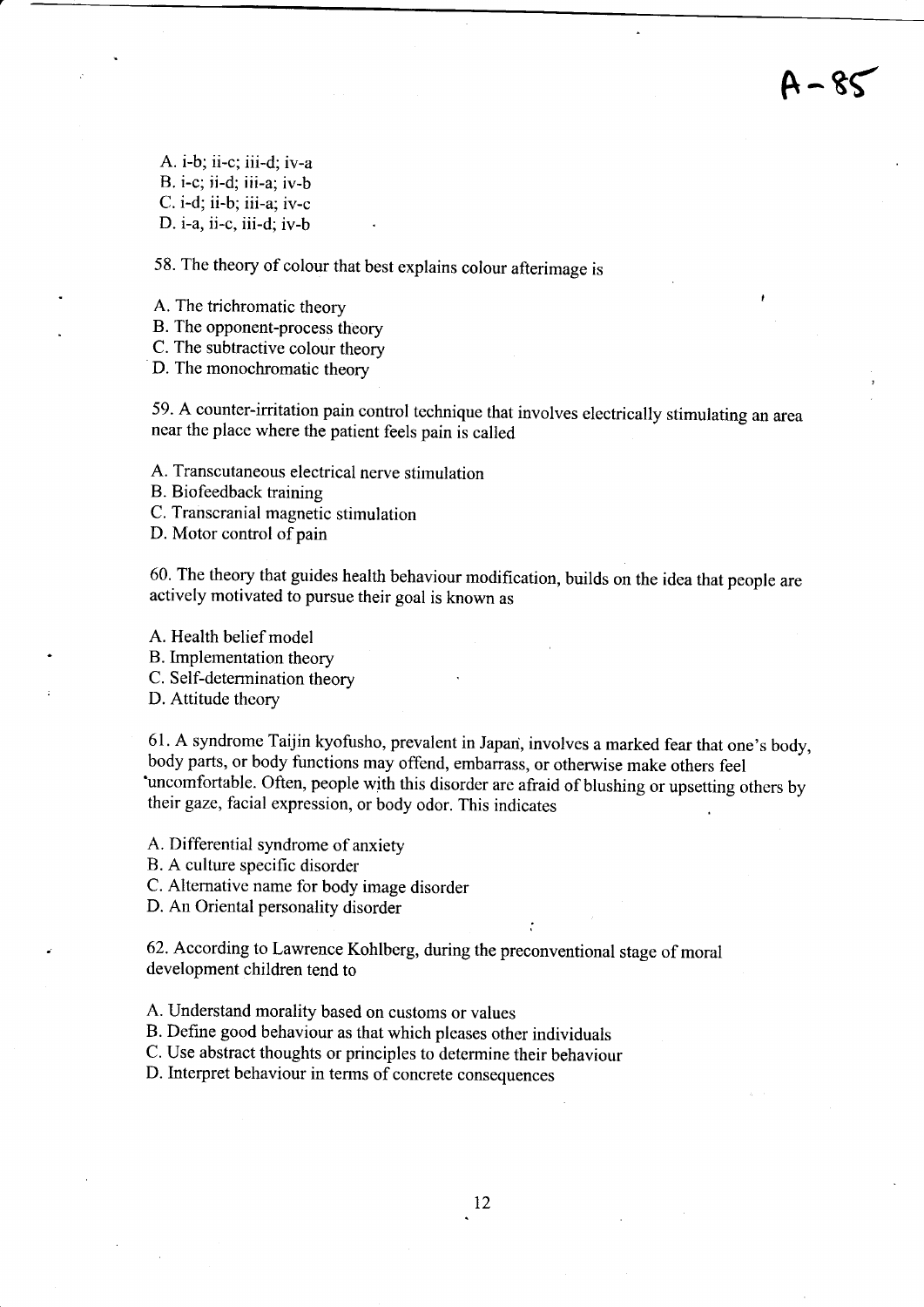A-85

A. i-b; ii-c; iii-d; iv-a
B. i-c; ii-d; iii-a; iv-b
C. i-d; ii-b; iii-a; iv-c
D. i-a, ii-c, iii-d; iv-b

58. The theory of colour that best explains colour afterimage is

A. The trichromatic theory
B. The opponent-process theory
C. The subtractive colour theory
D. The monochromatic theory

59. A counter-irritation pain control technique that involves electrically stimulating an area near the place where the patient feels pain is called

A. Transcutaneous electrical nerve stimulation
B. Biofeedback training
C. Transcranial magnetic stimulation
D. Motor control of pain

60. The theory that guides health behaviour modification, builds on the idea that people are actively motivated to pursue their goal is known as

A. Health belief model
B. Implementation theory
C. Self-determination theory
D. Attitude theory

61. A syndrome Taijin kyofusho, prevalent in Japan, involves a marked fear that one's body, body parts, or body functions may offend, embarrass, or otherwise make others feel uncomfortable. Often, people with this disorder are afraid of blushing or upsetting others by their gaze, facial expression, or body odor. This indicates

A. Differential syndrome of anxiety
B. A culture specific disorder
C. Alternative name for body image disorder
D. An Oriental personality disorder

62. According to Lawrence Kohlberg, during the preconventional stage of moral development children tend to

A. Understand morality based on customs or values
B. Define good behaviour as that which pleases other individuals
C. Use abstract thoughts or principles to determine their behaviour
D. Interpret behaviour in terms of concrete consequences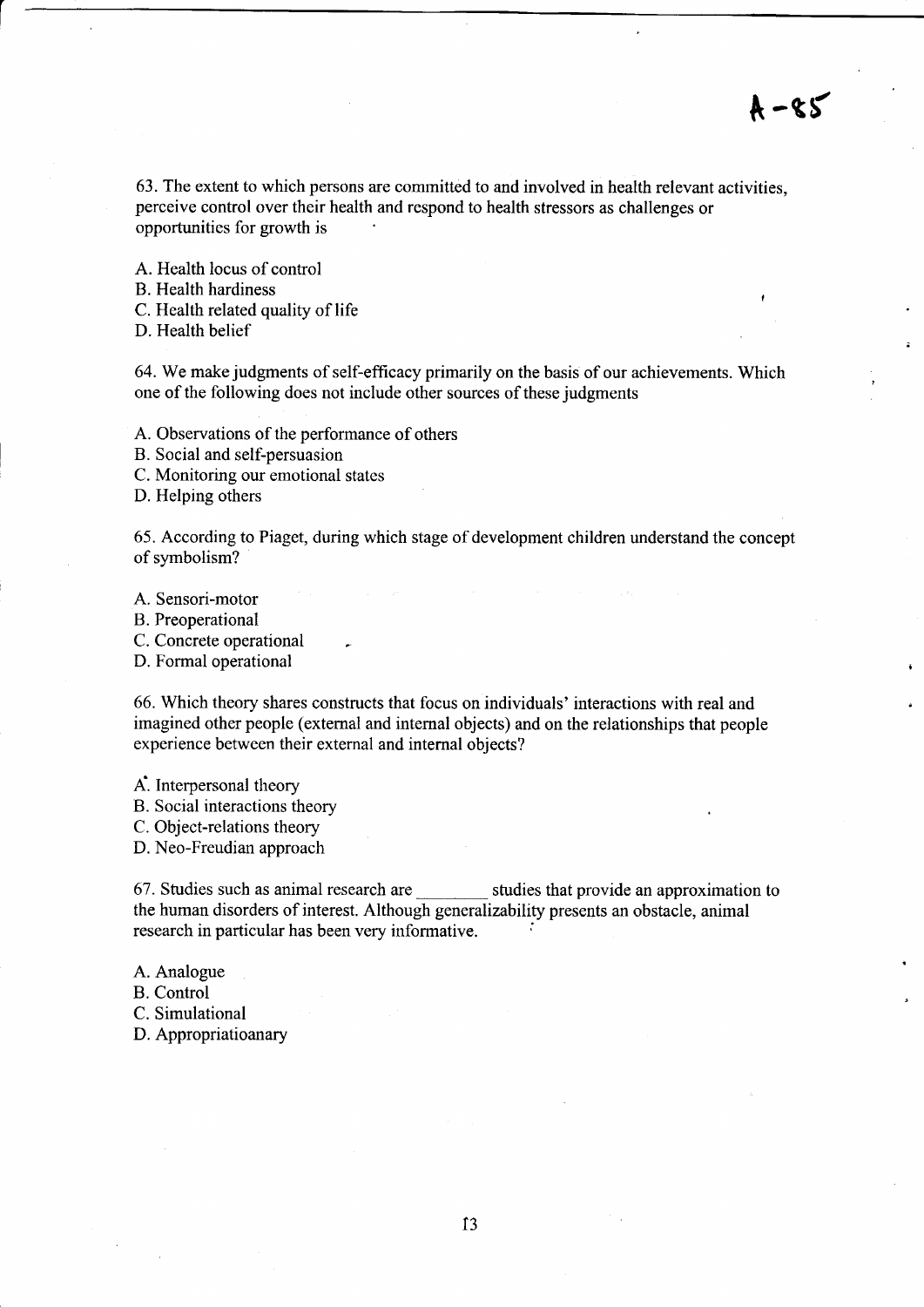A-85

63. The extent to which persons are committed to and involved in health relevant activities, perceive control over their health and respond to health stressors as challenges or opportunities for growth is

A. Health locus of control
B. Health hardiness
C. Health related quality of life
D. Health belief

64. We make judgments of self-efficacy primarily on the basis of our achievements. Which one of the following does not include other sources of these judgments

A. Observations of the performance of others
B. Social and self-persuasion
C. Monitoring our emotional states
D. Helping others

65. According to Piaget, during which stage of development children understand the concept of symbolism?

A. Sensori-motor
B. Preoperational
C. Concrete operational
D. Formal operational

66. Which theory shares constructs that focus on individuals' interactions with real and imagined other people (external and internal objects) and on the relationships that people experience between their external and internal objects?

A. Interpersonal theory
B. Social interactions theory
C. Object-relations theory
D. Neo-Freudian approach

67. Studies such as animal research are ________ studies that provide an approximation to the human disorders of interest. Although generalizability presents an obstacle, animal research in particular has been very informative.

A. Analogue
B. Control
C. Simulational
D. Appropriatioanary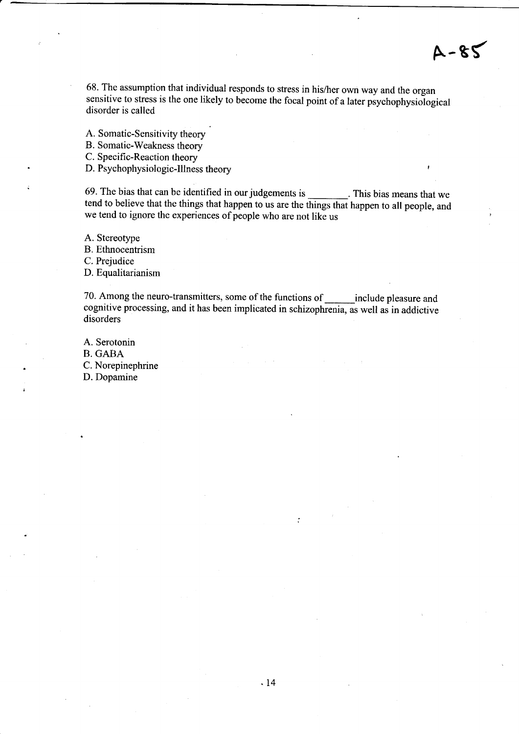A-85

68. The assumption that individual responds to stress in his/her own way and the organ sensitive to stress is the one likely to become the focal point of a later psychophysiological disorder is called

A. Somatic-Sensitivity theory
B. Somatic-Weakness theory
C. Specific-Reaction theory
D. Psychophysiologic-Illness theory

69. The bias that can be identified in our judgements is ________. This bias means that we tend to believe that the things that happen to us are the things that happen to all people, and we tend to ignore the experiences of people who are not like us

A. Stereotype
B. Ethnocentrism
C. Prejudice
D. Equalitarianism

70. Among the neuro-transmitters, some of the functions of ______ include pleasure and cognitive processing, and it has been implicated in schizophrenia, as well as in addictive disorders

A. Serotonin
B. GABA
C. Norepinephrine
D. Dopamine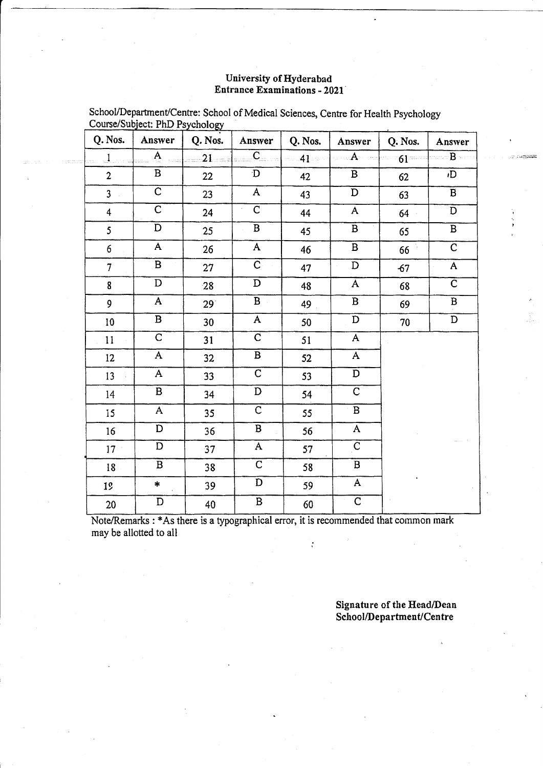# University of Hyderabad
## Entrance Examinations - 2021

School/Department/Centre: School of Medical Sciences, Centre for Health Psychology
Course/Subject: PhD Psychology

| Q. Nos. | Answer | Q. Nos. | Answer | Q. Nos. | Answer | Q. Nos. | Answer |
|---|---|---|---|---|---|---|---|
| 1 | A | 21 | C | 41 | A | 61 | B |
| 2 | B | 22 | D | 42 | B | 62 | D |
| 3 | C | 23 | A | 43 | D | 63 | B |
| 4 | C | 24 | C | 44 | A | 64 | D |
| 5 | D | 25 | B | 45 | B | 65 | B |
| 6 | A | 26 | A | 46 | B | 66 | C |
| 7 | B | 27 | C | 47 | D | 67 | A |
| 8 | D | 28 | D | 48 | A | 68 | C |
| 9 | A | 29 | B | 49 | B | 69 | B |
| 10 | B | 30 | A | 50 | D | 70 | D |
| 11 | C | 31 | C | 51 | A | | |
| 12 | A | 32 | B | 52 | A | | |
| 13 | A | 33 | C | 53 | D | | |
| 14 | B | 34 | D | 54 | C | | |
| 15 | A | 35 | C | 55 | B | | |
| 16 | D | 36 | B | 56 | A | | |
| 17 | D | 37 | A | 57 | C | | |
| 18 | B | 38 | C | 58 | B | | |
| 19 | * | 39 | D | 59 | A | | |
| 20 | D | 40 | B | 60 | C | | |

Note/Remarks : *As there is a typographical error, it is recommended that common mark may be allotted to all

**Signature of the Head/Dean**
**School/Department/Centre**